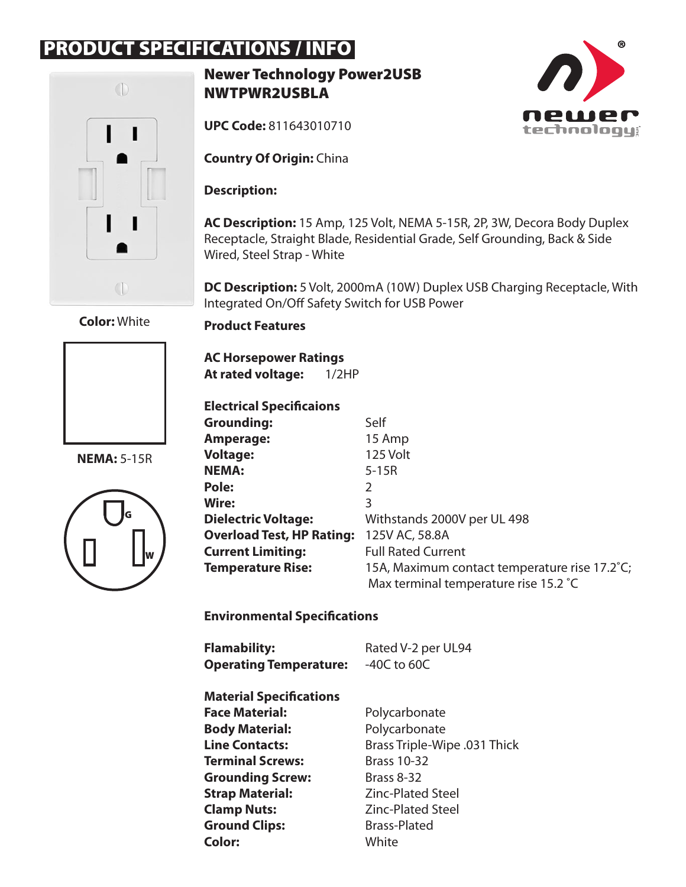# PRODUCT SPECIFICATIONS / INFO

**Color:** White

**NEMA:** 5-15R

G

W

## Newer Technology Power2USB
## NWTPWR2USBLA

**UPC Code:** 811643010710

**Country Of Origin:** China

**Description:**

**AC Description:** 15 Amp, 125 Volt, NEMA 5-15R, 2P, 3W, Decora Body Duplex Receptacle, Straight Blade, Residential Grade, Self Grounding, Back & Side Wired, Steel Strap - White

**DC Description:** 5 Volt, 2000mA (10W) Duplex USB Charging Receptacle, With Integrated On/Off Safety Switch for USB Power

**Product Features**

**AC Horsepower Ratings**
**At rated voltage:** 1/2HP

**Electrical Specificaions**

| | |
|---|---|
| **Grounding:** | Self |
| **Amperage:** | 15 Amp |
| **Voltage:** | 125 Volt |
| **NEMA:** | 5-15R |
| **Pole:** | 2 |
| **Wire:** | 3 |
| **Dielectric Voltage:** | Withstands 2000V per UL 498 |
| **Overload Test, HP Rating:** | 125V AC, 58.8A |
| **Current Limiting:** | Full Rated Current |
| **Temperature Rise:** | 15A, Maximum contact temperature rise 17.2˚C; Max terminal temperature rise 15.2 ˚C |

**Environmental Specifications**

| | |
|---|---|
| **Flamability:** | Rated V-2 per UL94 |
| **Operating Temperature:** | -40C to 60C |

**Material Specifications**

| | |
|---|---|
| **Face Material:** | Polycarbonate |
| **Body Material:** | Polycarbonate |
| **Line Contacts:** | Brass Triple-Wipe .031 Thick |
| **Terminal Screws:** | Brass 10-32 |
| **Grounding Screw:** | Brass 8-32 |
| **Strap Material:** | Zinc-Plated Steel |
| **Clamp Nuts:** | Zinc-Plated Steel |
| **Ground Clips:** | Brass-Plated |
| **Color:** | White |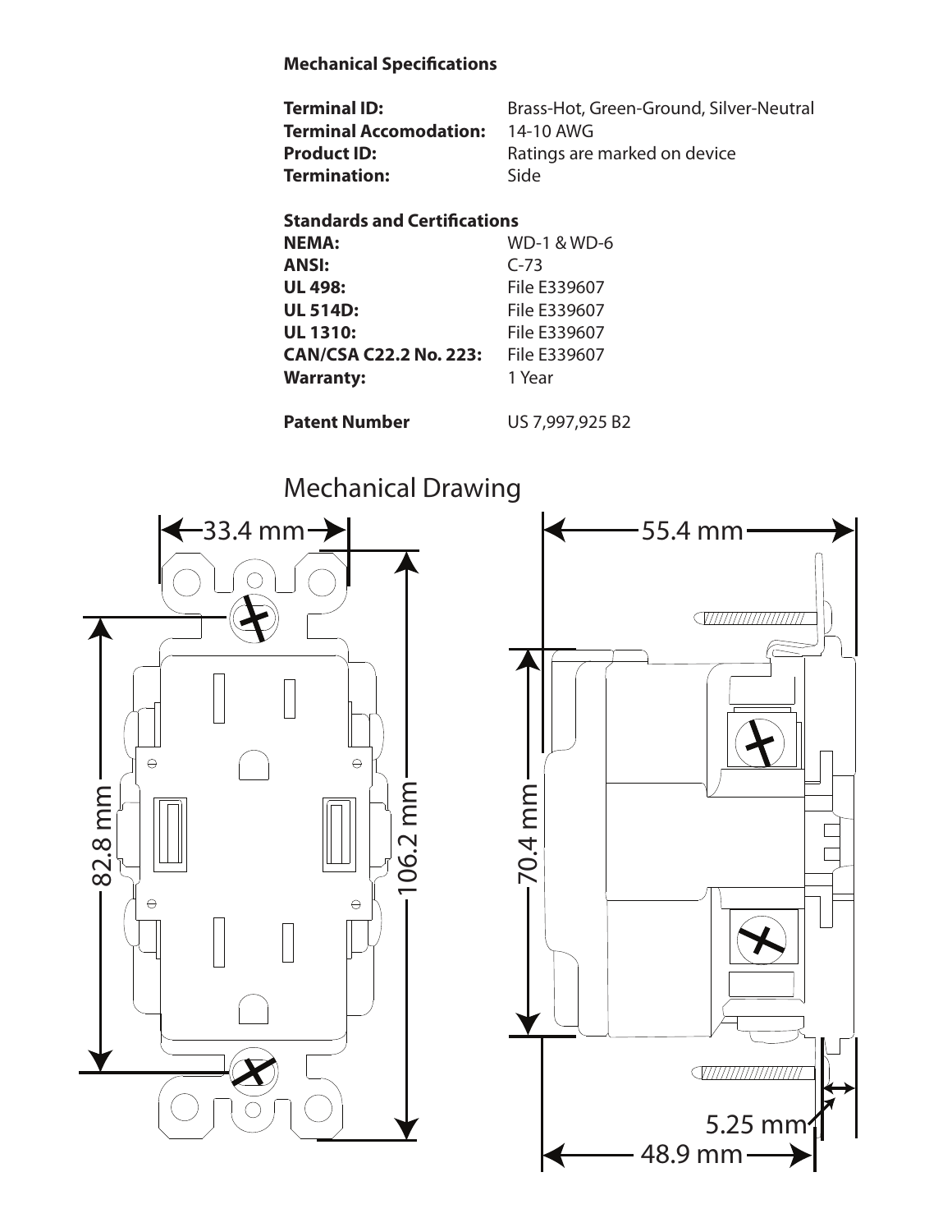**Mechanical Specifications**

| | |
|---|---|
| **Terminal ID:** | Brass-Hot, Green-Ground, Silver-Neutral |
| **Terminal Accomodation:** | 14-10 AWG |
| **Product ID:** | Ratings are marked on device |
| **Termination:** | Side |

**Standards and Certifications**

| | |
|---|---|
| **NEMA:** | WD-1 & WD-6 |
| **ANSI:** | C-73 |
| **UL 498:** | File E339607 |
| **UL 514D:** | File E339607 |
| **UL 1310:** | File E339607 |
| **CAN/CSA C22.2 No. 223:** | File E339607 |
| **Warranty:** | 1 Year |

| | |
|---|---|
| **Patent Number** | US 7,997,925 B2 |

## Mechanical Drawing

33.4 mm

82.8 mm

106.2 mm

55.4 mm

70.4 mm

5.25 mm

48.9 mm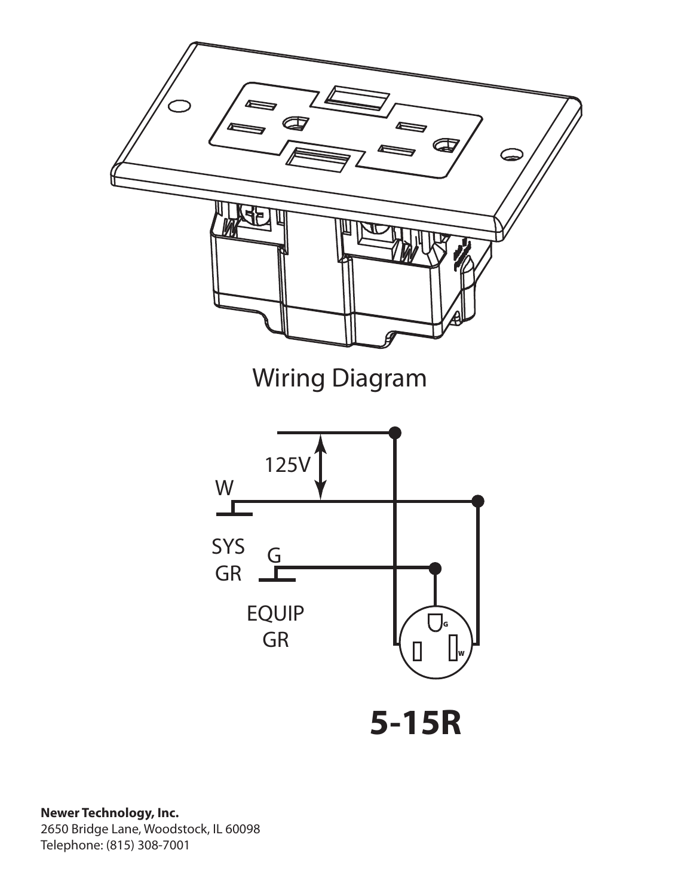## Wiring Diagram

125V

W

SYS GR

G

EQUIP GR

G

W

**5-15R**

**Newer Technology, Inc.**
2650 Bridge Lane, Woodstock, IL 60098
Telephone: (815) 308-7001